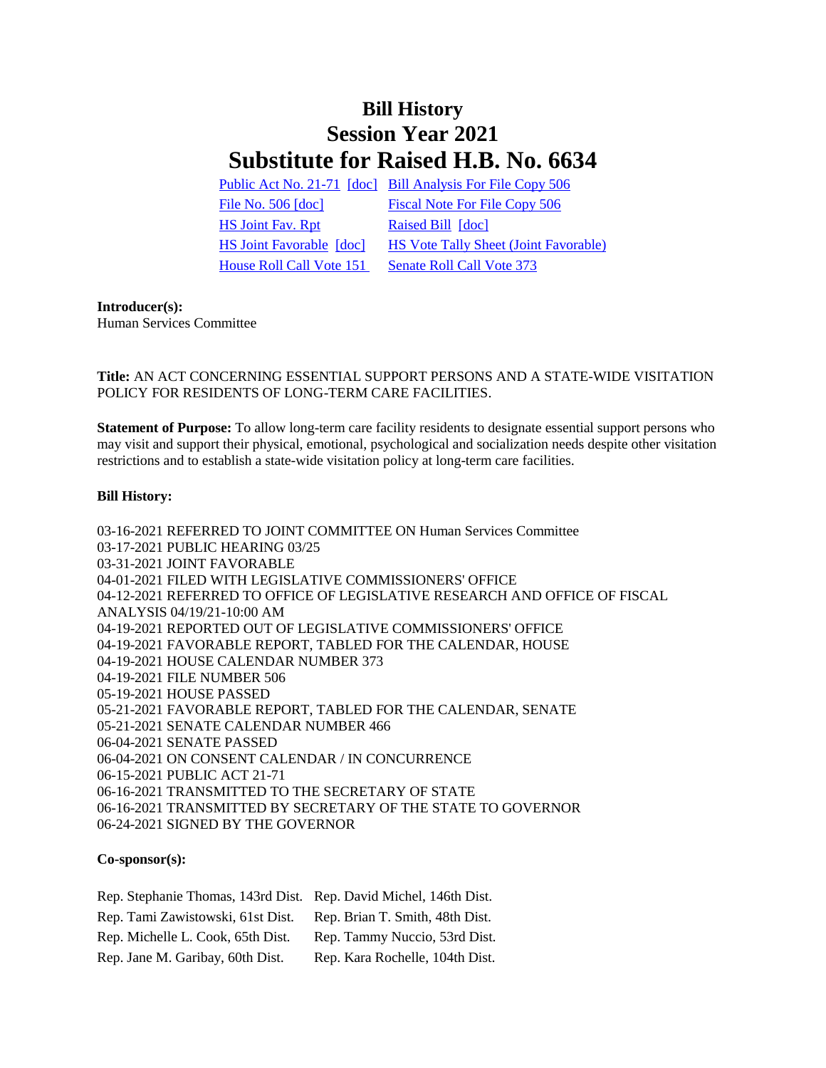# Bill History
# Session Year 2021
# Substitute for Raised H.B. No. 6634

| | |
|---|---|
| Public Act No. 21-71 [doc] | Bill Analysis For File Copy 506 |
| File No. 506 [doc] | Fiscal Note For File Copy 506 |
| HS Joint Fav. Rpt | Raised Bill [doc] |
| HS Joint Favorable [doc] | HS Vote Tally Sheet (Joint Favorable) |
| House Roll Call Vote 151 | Senate Roll Call Vote 373 |

**Introducer(s):**
Human Services Committee

**Title:** AN ACT CONCERNING ESSENTIAL SUPPORT PERSONS AND A STATE-WIDE VISITATION POLICY FOR RESIDENTS OF LONG-TERM CARE FACILITIES.

**Statement of Purpose:** To allow long-term care facility residents to designate essential support persons who may visit and support their physical, emotional, psychological and socialization needs despite other visitation restrictions and to establish a state-wide visitation policy at long-term care facilities.

**Bill History:**

03-16-2021 REFERRED TO JOINT COMMITTEE ON Human Services Committee
03-17-2021 PUBLIC HEARING 03/25
03-31-2021 JOINT FAVORABLE
04-01-2021 FILED WITH LEGISLATIVE COMMISSIONERS' OFFICE
04-12-2021 REFERRED TO OFFICE OF LEGISLATIVE RESEARCH AND OFFICE OF FISCAL ANALYSIS 04/19/21-10:00 AM
04-19-2021 REPORTED OUT OF LEGISLATIVE COMMISSIONERS' OFFICE
04-19-2021 FAVORABLE REPORT, TABLED FOR THE CALENDAR, HOUSE
04-19-2021 HOUSE CALENDAR NUMBER 373
04-19-2021 FILE NUMBER 506
05-19-2021 HOUSE PASSED
05-21-2021 FAVORABLE REPORT, TABLED FOR THE CALENDAR, SENATE
05-21-2021 SENATE CALENDAR NUMBER 466
06-04-2021 SENATE PASSED
06-04-2021 ON CONSENT CALENDAR / IN CONCURRENCE
06-15-2021 PUBLIC ACT 21-71
06-16-2021 TRANSMITTED TO THE SECRETARY OF STATE
06-16-2021 TRANSMITTED BY SECRETARY OF THE STATE TO GOVERNOR
06-24-2021 SIGNED BY THE GOVERNOR

**Co-sponsor(s):**

| | |
|---|---|
| Rep. Stephanie Thomas, 143rd Dist. | Rep. David Michel, 146th Dist. |
| Rep. Tami Zawistowski, 61st Dist. | Rep. Brian T. Smith, 48th Dist. |
| Rep. Michelle L. Cook, 65th Dist. | Rep. Tammy Nuccio, 53rd Dist. |
| Rep. Jane M. Garibay, 60th Dist. | Rep. Kara Rochelle, 104th Dist. |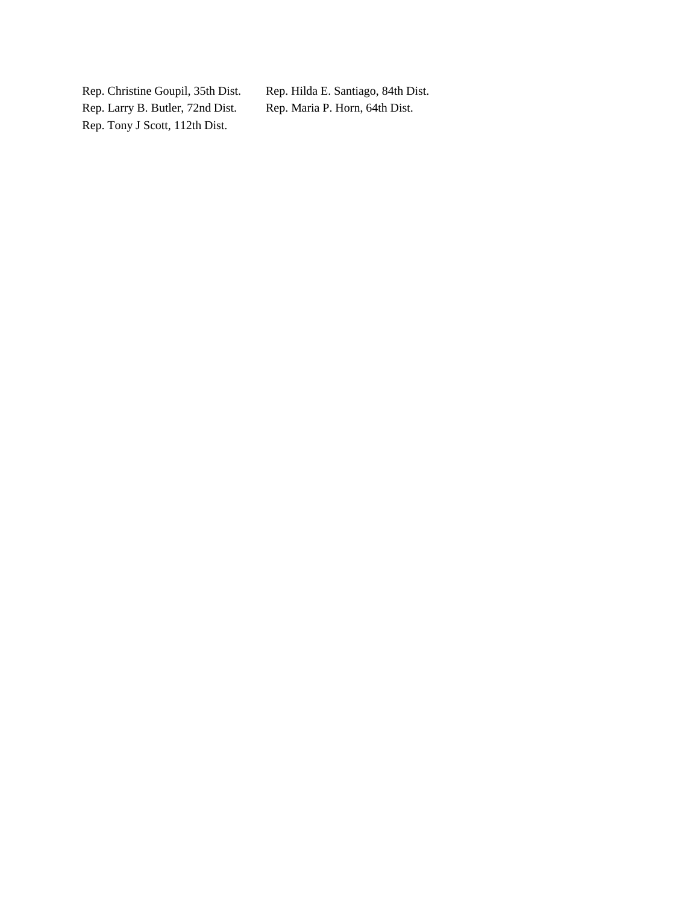Rep. Christine Goupil, 35th Dist.

Rep. Hilda E. Santiago, 84th Dist.

Rep. Larry B. Butler, 72nd Dist.

Rep. Maria P. Horn, 64th Dist.

Rep. Tony J Scott, 112th Dist.